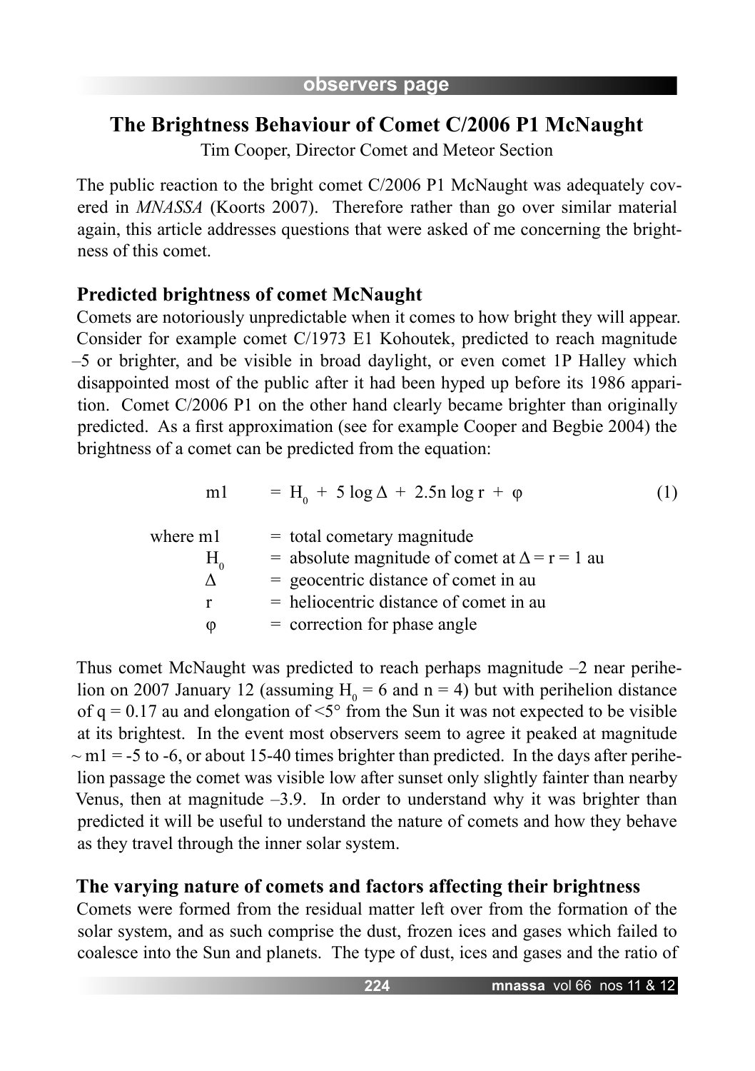## The Brightness Behaviour of Comet C/2006 P1 McNaught

Tim Cooper, Director Comet and Meteor Section

The public reaction to the bright comet C/2006 P1 McNaught was adequately covered in *MNASSA* (Koorts 2007). Therefore rather than go over similar material again, this article addresses questions that were asked of me concerning the brightness of this comet.

### Predicted brightness of comet McNaught

Comets are notoriously unpredictable when it comes to how bright they will appear. Consider for example comet C/1973 E1 Kohoutek, predicted to reach magnitude –5 or brighter, and be visible in broad daylight, or even comet 1P Halley which disappointed most of the public after it had been hyped up before its 1986 apparition. Comet C/2006 P1 on the other hand clearly became brighter than originally predicted. As a first approximation (see for example Cooper and Begbie 2004) the brightness of a comet can be predicted from the equation:

$$m1 = H_0 + 5 \log \Delta + 2.5n \log r + \varphi \qquad (1)$$

where $m1$ = total cometary magnitude
$H_0$ = absolute magnitude of comet at $\Delta = r = 1$ au
$\Delta$ = geocentric distance of comet in au
$r$ = heliocentric distance of comet in au
$\varphi$ = correction for phase angle

Thus comet McNaught was predicted to reach perhaps magnitude –2 near perihelion on 2007 January 12 (assuming $H_0 = 6$ and $n = 4$) but with perihelion distance of $q = 0.17$ au and elongation of <5° from the Sun it was not expected to be visible at its brightest. In the event most observers seem to agree it peaked at magnitude ~ $m1 = -5$ to $-6$, or about 15-40 times brighter than predicted. In the days after perihelion passage the comet was visible low after sunset only slightly fainter than nearby Venus, then at magnitude –3.9. In order to understand why it was brighter than predicted it will be useful to understand the nature of comets and how they behave as they travel through the inner solar system.

### The varying nature of comets and factors affecting their brightness

Comets were formed from the residual matter left over from the formation of the solar system, and as such comprise the dust, frozen ices and gases which failed to coalesce into the Sun and planets. The type of dust, ices and gases and the ratio of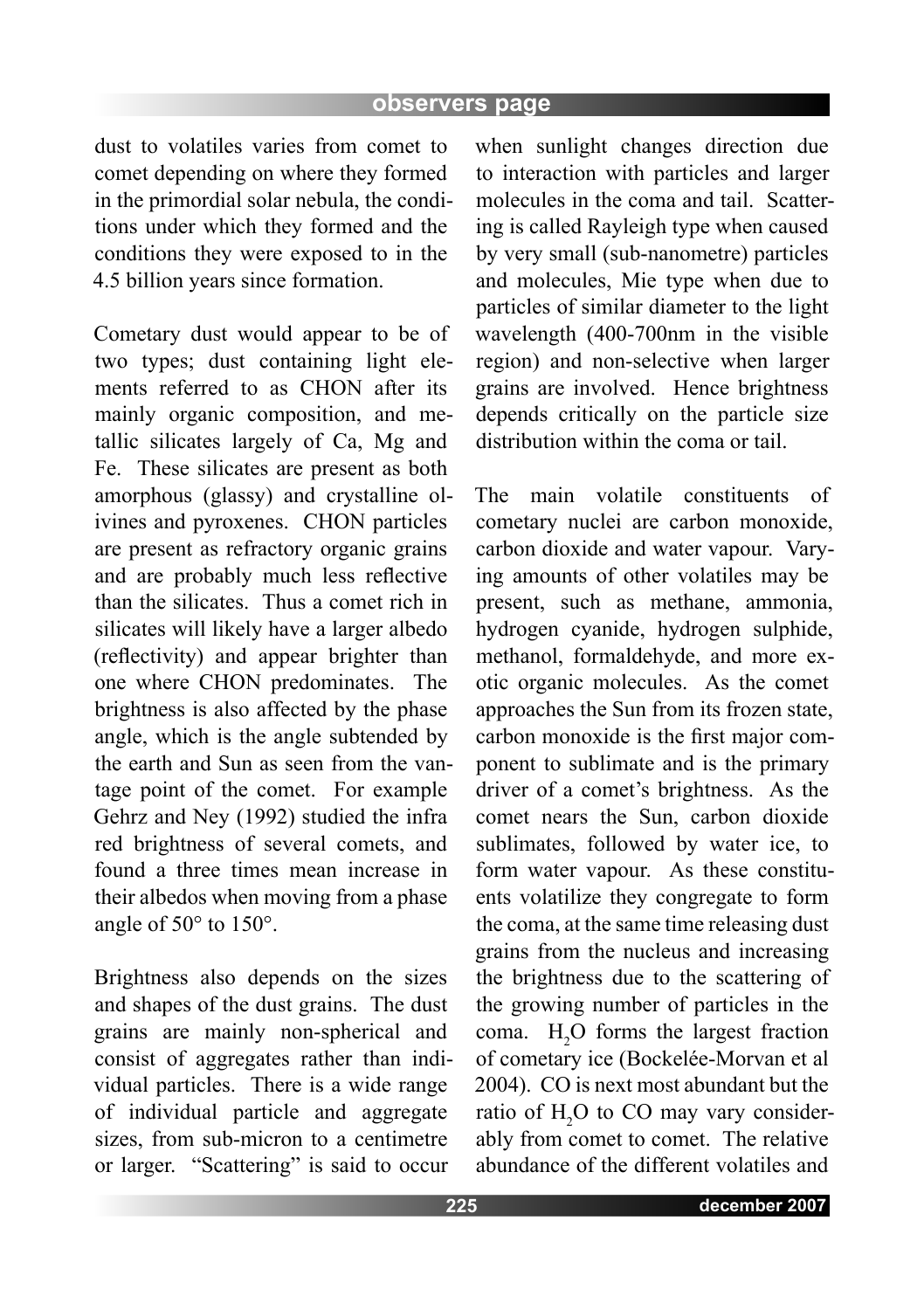dust to volatiles varies from comet to comet depending on where they formed in the primordial solar nebula, the conditions under which they formed and the conditions they were exposed to in the 4.5 billion years since formation.

Cometary dust would appear to be of two types; dust containing light elements referred to as CHON after its mainly organic composition, and metallic silicates largely of Ca, Mg and Fe. These silicates are present as both amorphous (glassy) and crystalline olivines and pyroxenes. CHON particles are present as refractory organic grains and are probably much less reflective than the silicates. Thus a comet rich in silicates will likely have a larger albedo (reflectivity) and appear brighter than one where CHON predominates. The brightness is also affected by the phase angle, which is the angle subtended by the earth and Sun as seen from the vantage point of the comet. For example Gehrz and Ney (1992) studied the infra red brightness of several comets, and found a three times mean increase in their albedos when moving from a phase angle of 50° to 150°.

Brightness also depends on the sizes and shapes of the dust grains. The dust grains are mainly non-spherical and consist of aggregates rather than individual particles. There is a wide range of individual particle and aggregate sizes, from sub-micron to a centimetre or larger. "Scattering" is said to occur when sunlight changes direction due to interaction with particles and larger molecules in the coma and tail. Scattering is called Rayleigh type when caused by very small (sub-nanometre) particles and molecules, Mie type when due to particles of similar diameter to the light wavelength (400-700nm in the visible region) and non-selective when larger grains are involved. Hence brightness depends critically on the particle size distribution within the coma or tail.

The main volatile constituents of cometary nuclei are carbon monoxide, carbon dioxide and water vapour. Varying amounts of other volatiles may be present, such as methane, ammonia, hydrogen cyanide, hydrogen sulphide, methanol, formaldehyde, and more exotic organic molecules. As the comet approaches the Sun from its frozen state, carbon monoxide is the first major component to sublimate and is the primary driver of a comet's brightness. As the comet nears the Sun, carbon dioxide sublimates, followed by water ice, to form water vapour. As these constituents volatilize they congregate to form the coma, at the same time releasing dust grains from the nucleus and increasing the brightness due to the scattering of the growing number of particles in the coma. $H_2O$ forms the largest fraction of cometary ice (Bockelée-Morvan et al 2004). CO is next most abundant but the ratio of $H_2O$ to CO may vary considerably from comet to comet. The relative abundance of the different volatiles and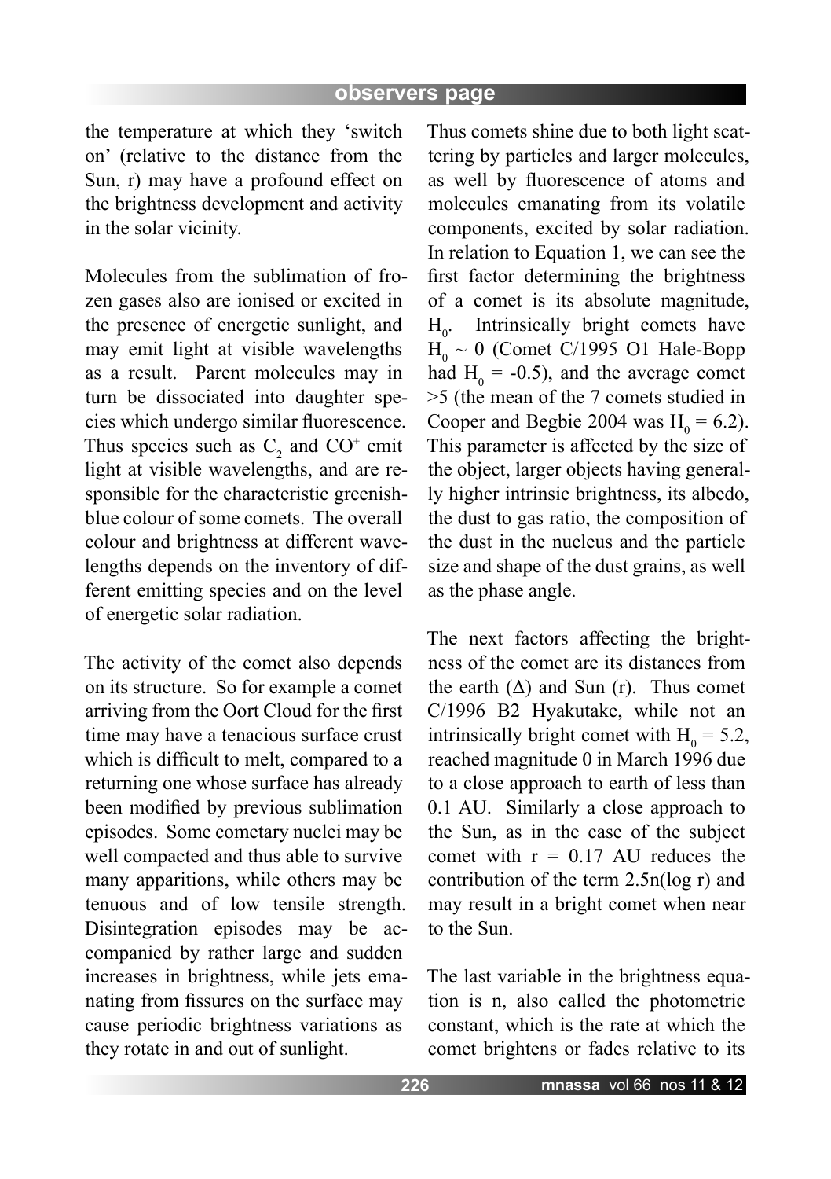the temperature at which they 'switch on' (relative to the distance from the Sun, r) may have a profound effect on the brightness development and activity in the solar vicinity.

Molecules from the sublimation of frozen gases also are ionised or excited in the presence of energetic sunlight, and may emit light at visible wavelengths as a result. Parent molecules may in turn be dissociated into daughter species which undergo similar fluorescence. Thus species such as $C_2$ and $CO^+$ emit light at visible wavelengths, and are responsible for the characteristic greenish-blue colour of some comets. The overall colour and brightness at different wavelengths depends on the inventory of different emitting species and on the level of energetic solar radiation.

The activity of the comet also depends on its structure. So for example a comet arriving from the Oort Cloud for the first time may have a tenacious surface crust which is difficult to melt, compared to a returning one whose surface has already been modified by previous sublimation episodes. Some cometary nuclei may be well compacted and thus able to survive many apparitions, while others may be tenuous and of low tensile strength. Disintegration episodes may be accompanied by rather large and sudden increases in brightness, while jets emanating from fissures on the surface may cause periodic brightness variations as they rotate in and out of sunlight.

Thus comets shine due to both light scattering by particles and larger molecules, as well by fluorescence of atoms and molecules emanating from its volatile components, excited by solar radiation. In relation to Equation 1, we can see the first factor determining the brightness of a comet is its absolute magnitude, $H_0$. Intrinsically bright comets have $H_0 \sim 0$ (Comet C/1995 O1 Hale-Bopp had $H_0 = -0.5$), and the average comet >5 (the mean of the 7 comets studied in Cooper and Begbie 2004 was $H_0 = 6.2$). This parameter is affected by the size of the object, larger objects having generally higher intrinsic brightness, its albedo, the dust to gas ratio, the composition of the dust in the nucleus and the particle size and shape of the dust grains, as well as the phase angle.

The next factors affecting the brightness of the comet are its distances from the earth ($\Delta$) and Sun (r). Thus comet C/1996 B2 Hyakutake, while not an intrinsically bright comet with $H_0 = 5.2$, reached magnitude 0 in March 1996 due to a close approach to earth of less than 0.1 AU. Similarly a close approach to the Sun, as in the case of the subject comet with r = 0.17 AU reduces the contribution of the term 2.5n(log r) and may result in a bright comet when near to the Sun.

The last variable in the brightness equation is n, also called the photometric constant, which is the rate at which the comet brightens or fades relative to its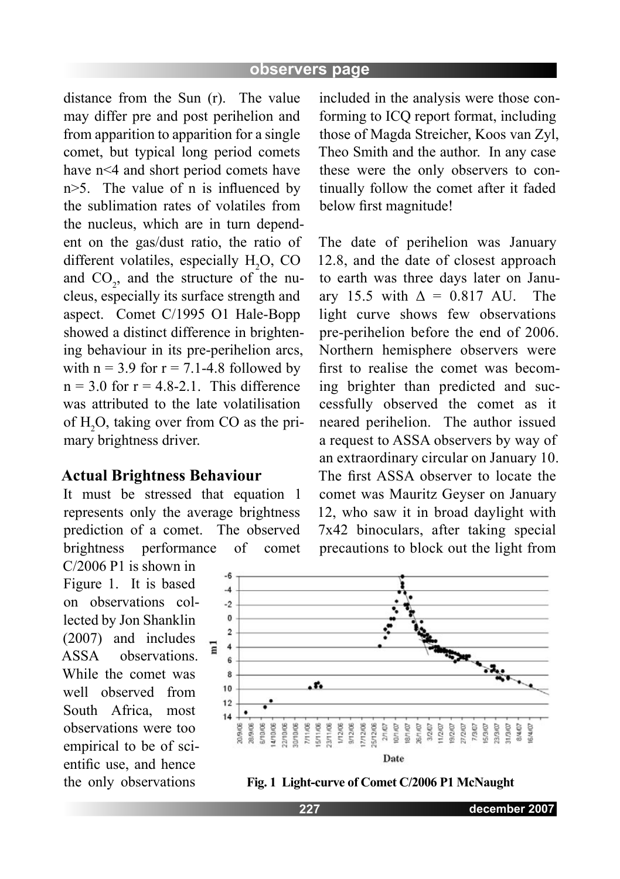distance from the Sun (r). The value may differ pre and post perihelion and from apparition to apparition for a single comet, but typical long period comets have n<4 and short period comets have n>5. The value of n is influenced by the sublimation rates of volatiles from the nucleus, which are in turn dependent on the gas/dust ratio, the ratio of different volatiles, especially $H_2O$, CO and $CO_2$, and the structure of the nucleus, especially its surface strength and aspect. Comet C/1995 O1 Hale-Bopp showed a distinct difference in brightening behaviour in its pre-perihelion arcs, with n = 3.9 for r = 7.1-4.8 followed by n = 3.0 for r = 4.8-2.1. This difference was attributed to the late volatilisation of $H_2O$, taking over from CO as the primary brightness driver.

## Actual Brightness Behaviour

It must be stressed that equation 1 represents only the average brightness prediction of a comet. The observed brightness performance of comet C/2006 P1 is shown in Figure 1. It is based on observations collected by Jon Shanklin (2007) and includes ASSA observations. While the comet was well observed from South Africa, most observations were too empirical to be of scientific use, and hence the only observations included in the analysis were those conforming to ICQ report format, including those of Magda Streicher, Koos van Zyl, Theo Smith and the author. In any case these were the only observers to continually follow the comet after it faded below first magnitude!

The date of perihelion was January 12.8, and the date of closest approach to earth was three days later on January 15.5 with Δ = 0.817 AU. The light curve shows few observations pre-perihelion before the end of 2006. Northern hemisphere observers were first to realise the comet was becoming brighter than predicted and successfully observed the comet as it neared perihelion. The author issued a request to ASSA observers by way of an extraordinary circular on January 10. The first ASSA observer to locate the comet was Mauritz Geyser on January 12, who saw it in broad daylight with 7x42 binoculars, after taking special precautions to block out the light from

**Fig. 1 Light-curve of Comet C/2006 P1 McNaught**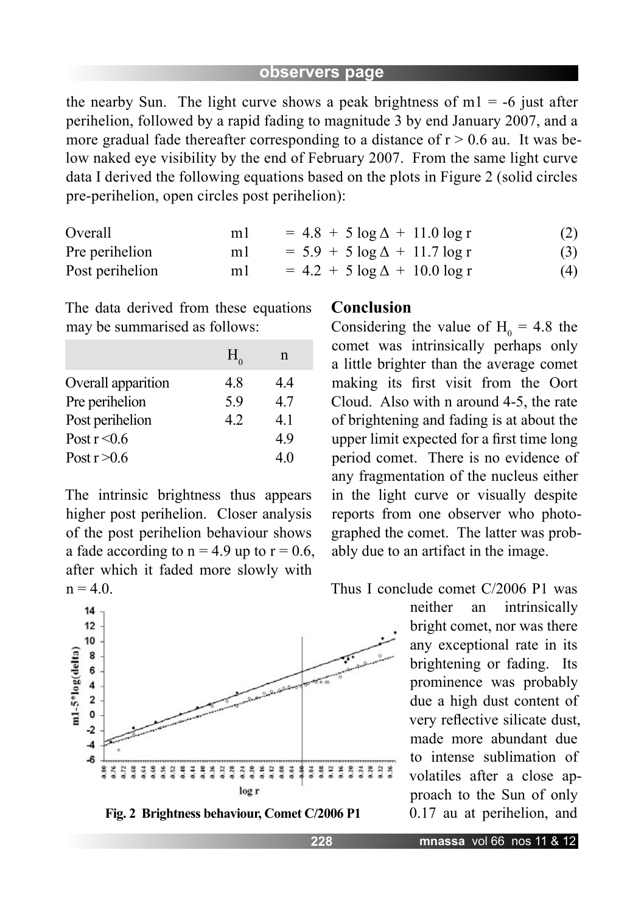the nearby Sun. The light curve shows a peak brightness of m1 = -6 just after perihelion, followed by a rapid fading to magnitude 3 by end January 2007, and a more gradual fade thereafter corresponding to a distance of $r > 0.6$ au. It was below naked eye visibility by the end of February 2007. From the same light curve data I derived the following equations based on the plots in Figure 2 (solid circles pre-perihelion, open circles post perihelion):

| | | | |
|---|---|---|---|
| Overall | m1 | $= 4.8 + 5 \log \Delta + 11.0 \log r$ | (2) |
| Pre perihelion | m1 | $= 5.9 + 5 \log \Delta + 11.7 \log r$ | (3) |
| Post perihelion | m1 | $= 4.2 + 5 \log \Delta + 10.0 \log r$ | (4) |

The data derived from these equations may be summarised as follows:

| | $H_0$ | n |
|---|---|---|
| Overall apparition | 4.8 | 4.4 |
| Pre perihelion | 5.9 | 4.7 |
| Post perihelion | 4.2 | 4.1 |
| Post r <0.6 | | 4.9 |
| Post r >0.6 | | 4.0 |

The intrinsic brightness thus appears higher post perihelion. Closer analysis of the post perihelion behaviour shows a fade according to n = 4.9 up to r = 0.6, after which it faded more slowly with n = 4.0.

Fig. 2 Brightness behaviour, Comet C/2006 P1

## Conclusion

Considering the value of $H_0$ = 4.8 the comet was intrinsically perhaps only a little brighter than the average comet making its first visit from the Oort Cloud. Also with n around 4-5, the rate of brightening and fading is at about the upper limit expected for a first time long period comet. There is no evidence of any fragmentation of the nucleus either in the light curve or visually despite reports from one observer who photographed the comet. The latter was probably due to an artifact in the image.

Thus I conclude comet C/2006 P1 was neither an intrinsically bright comet, nor was there any exceptional rate in its brightening or fading. Its prominence was probably due a high dust content of very reflective silicate dust, made more abundant due to intense sublimation of volatiles after a close approach to the Sun of only 0.17 au at perihelion, and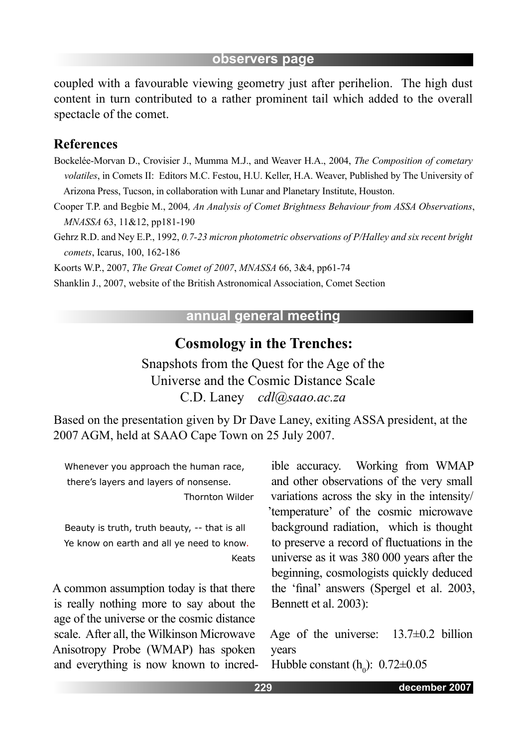coupled with a favourable viewing geometry just after perihelion. The high dust content in turn contributed to a rather prominent tail which added to the overall spectacle of the comet.

## References

Bockelée-Morvan D., Crovisier J., Mumma M.J., and Weaver H.A., 2004, *The Composition of cometary volatiles*, in Comets II: Editors M.C. Festou, H.U. Keller, H.A. Weaver, Published by The University of Arizona Press, Tucson, in collaboration with Lunar and Planetary Institute, Houston.

Cooper T.P. and Begbie M., 2004*, An Analysis of Comet Brightness Behaviour from ASSA Observations*, *MNASSA* 63, 11&12, pp181-190

Gehrz R.D. and Ney E.P., 1992, *0.7-23 micron photometric observations of P/Halley and six recent bright comets*, Icarus, 100, 162-186

Koorts W.P., 2007, *The Great Comet of 2007*, *MNASSA* 66, 3&4, pp61-74

Shanklin J., 2007, website of the British Astronomical Association, Comet Section

**annual general meeting**

# Cosmology in the Trenches:

Snapshots from the Quest for the Age of the Universe and the Cosmic Distance Scale

C.D. Laney *cdl@saao.ac.za*

Based on the presentation given by Dr Dave Laney, exiting ASSA president, at the 2007 AGM, held at SAAO Cape Town on 25 July 2007.

> Whenever you approach the human race,
> there's layers and layers of nonsense.
>
> Thornton Wilder

> Beauty is truth, truth beauty, -- that is all
> Ye know on earth and all ye need to know.
>
> Keats

A common assumption today is that there is really nothing more to say about the age of the universe or the cosmic distance scale. After all, the Wilkinson Microwave Anisotropy Probe (WMAP) has spoken and everything is now known to incredible accuracy. Working from WMAP and other observations of the very small variations across the sky in the intensity/ 'temperature' of the cosmic microwave background radiation, which is thought to preserve a record of fluctuations in the universe as it was 380 000 years after the beginning, cosmologists quickly deduced the 'final' answers (Spergel et al. 2003, Bennett et al. 2003):

Age of the universe: 13.7±0.2 billion years

Hubble constant ($h_0$): 0.72±0.05